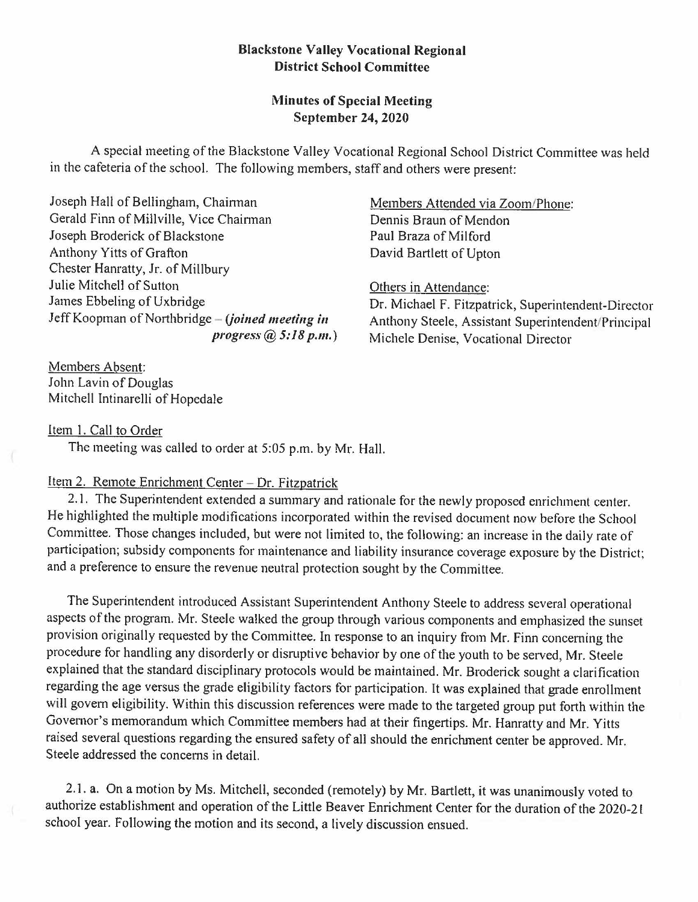# Blackstone Valley Vocational Regional District School Committee

## Minutes of Special Meeting
## September 24, 2020

A special meeting of the Blackstone Valley Vocational Regional School District Committee was held in the cafeteria of the school. The following members, staff and others were present:

Joseph Hall of Bellingham, Chairman
Gerald Finn of Millville, Vice Chairman
Joseph Broderick of Blackstone
Anthony Yitts of Grafton
Chester Hanratty, Jr. of Millbury
Julie Mitchell of Sutton
James Ebbeling of Uxbridge
Jeff Koopman of Northbridge – ***(joined meeting in progress @ 5:18 p.m.)***

Members Attended via Zoom/Phone:
Dennis Braun of Mendon
Paul Braza of Milford
David Bartlett of Upton

Others in Attendance:
Dr. Michael F. Fitzpatrick, Superintendent-Director
Anthony Steele, Assistant Superintendent/Principal
Michele Denise, Vocational Director

Members Absent:
John Lavin of Douglas
Mitchell Intinarelli of Hopedale

Item 1. Call to Order

The meeting was called to order at 5:05 p.m. by Mr. Hall.

Item 2. Remote Enrichment Center – Dr. Fitzpatrick

2.1. The Superintendent extended a summary and rationale for the newly proposed enrichment center. He highlighted the multiple modifications incorporated within the revised document now before the School Committee. Those changes included, but were not limited to, the following: an increase in the daily rate of participation; subsidy components for maintenance and liability insurance coverage exposure by the District; and a preference to ensure the revenue neutral protection sought by the Committee.

The Superintendent introduced Assistant Superintendent Anthony Steele to address several operational aspects of the program. Mr. Steele walked the group through various components and emphasized the sunset provision originally requested by the Committee. In response to an inquiry from Mr. Finn concerning the procedure for handling any disorderly or disruptive behavior by one of the youth to be served, Mr. Steele explained that the standard disciplinary protocols would be maintained. Mr. Broderick sought a clarification regarding the age versus the grade eligibility factors for participation. It was explained that grade enrollment will govern eligibility. Within this discussion references were made to the targeted group put forth within the Governor's memorandum which Committee members had at their fingertips. Mr. Hanratty and Mr. Yitts raised several questions regarding the ensured safety of all should the enrichment center be approved. Mr. Steele addressed the concerns in detail.

2.1. a. On a motion by Ms. Mitchell, seconded (remotely) by Mr. Bartlett, it was unanimously voted to authorize establishment and operation of the Little Beaver Enrichment Center for the duration of the 2020-21 school year. Following the motion and its second, a lively discussion ensued.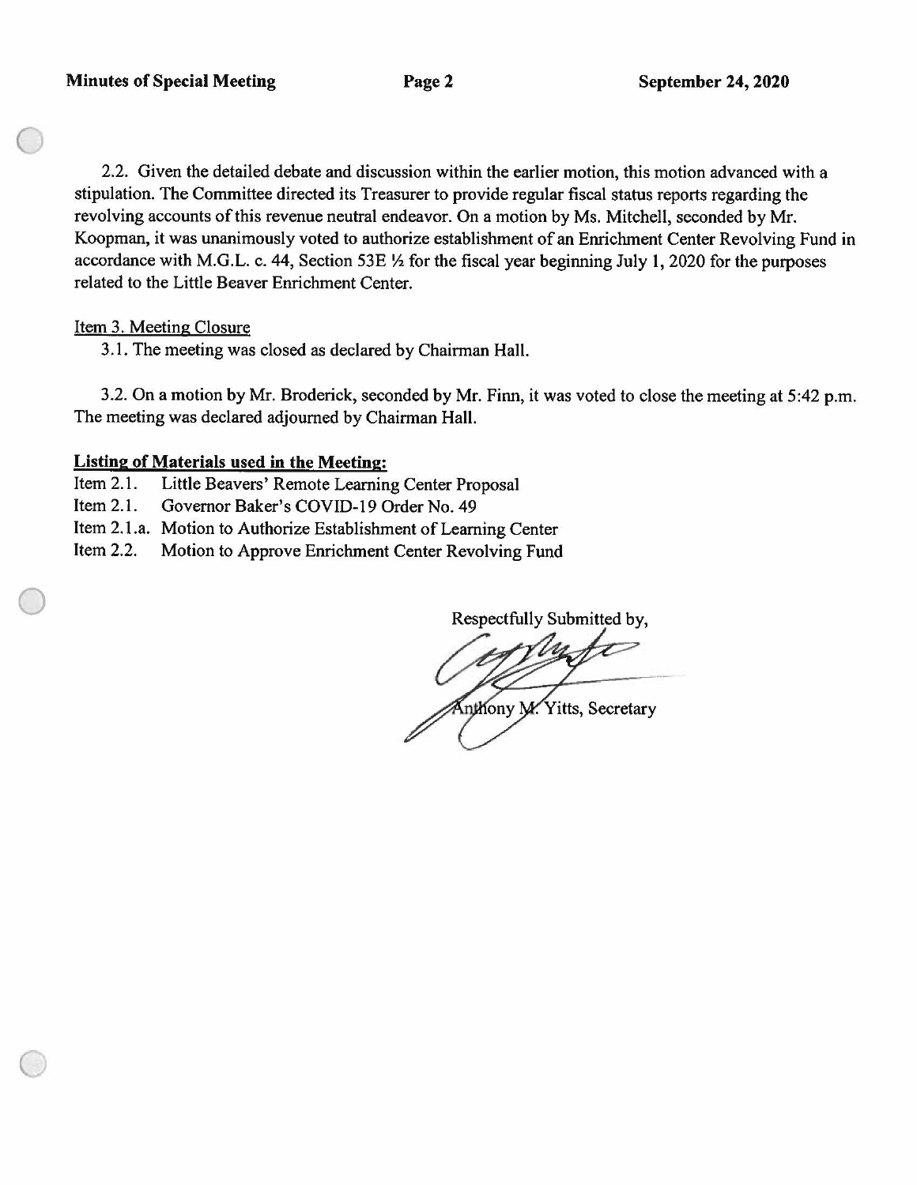2.2. Given the detailed debate and discussion within the earlier motion, this motion advanced with a stipulation. The Committee directed its Treasurer to provide regular fiscal status reports regarding the revolving accounts of this revenue neutral endeavor. On a motion by Ms. Mitchell, seconded by Mr. Koopman, it was unanimously voted to authorize establishment of an Enrichment Center Revolving Fund in accordance with M.G.L. c. 44, Section 53E ½ for the fiscal year beginning July 1, 2020 for the purposes related to the Little Beaver Enrichment Center.

Item 3. Meeting Closure

3.1. The meeting was closed as declared by Chairman Hall.

3.2. On a motion by Mr. Broderick, seconded by Mr. Finn, it was voted to close the meeting at 5:42 p.m. The meeting was declared adjourned by Chairman Hall.

**Listing of Materials used in the Meeting:**

Item 2.1. Little Beavers' Remote Learning Center Proposal
Item 2.1. Governor Baker's COVID-19 Order No. 49
Item 2.1.a. Motion to Authorize Establishment of Learning Center
Item 2.2. Motion to Approve Enrichment Center Revolving Fund

Respectfully Submitted by,

Anthony M. Yitts, Secretary